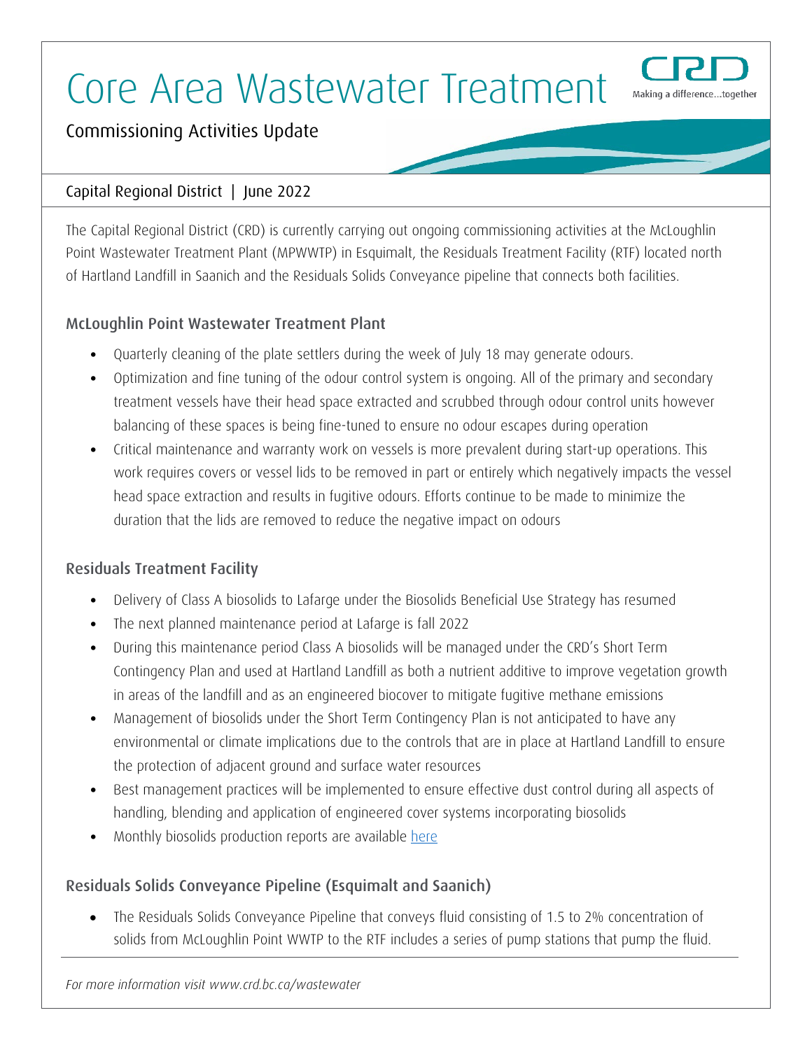# Core Area Wastewater Treatment

## Commissioning Activities Update

Capital Regional District | June 2022

The Capital Regional District (CRD) is currently carrying out ongoing commissioning activities at the McLoughlin Point Wastewater Treatment Plant (MPWWTP) in Esquimalt, the Residuals Treatment Facility (RTF) located north of Hartland Landfill in Saanich and the Residuals Solids Conveyance pipeline that connects both facilities.

### McLoughlin Point Wastewater Treatment Plant

- Quarterly cleaning of the plate settlers during the week of July 18 may generate odours.
- Optimization and fine tuning of the odour control system is ongoing. All of the primary and secondary treatment vessels have their head space extracted and scrubbed through odour control units however balancing of these spaces is being fine-tuned to ensure no odour escapes during operation
- Critical maintenance and warranty work on vessels is more prevalent during start-up operations. This work requires covers or vessel lids to be removed in part or entirely which negatively impacts the vessel head space extraction and results in fugitive odours. Efforts continue to be made to minimize the duration that the lids are removed to reduce the negative impact on odours

### Residuals Treatment Facility

- Delivery of Class A biosolids to Lafarge under the Biosolids Beneficial Use Strategy has resumed
- The next planned maintenance period at Lafarge is fall 2022
- During this maintenance period Class A biosolids will be managed under the CRD's Short Term Contingency Plan and used at Hartland Landfill as both a nutrient additive to improve vegetation growth in areas of the landfill and as an engineered biocover to mitigate fugitive methane emissions
- Management of biosolids under the Short Term Contingency Plan is not anticipated to have any environmental or climate implications due to the controls that are in place at Hartland Landfill to ensure the protection of adjacent ground and surface water resources
- Best management practices will be implemented to ensure effective dust control during all aspects of handling, blending and application of engineered cover systems incorporating biosolids
- Monthly biosolids production reports are available here

### Residuals Solids Conveyance Pipeline (Esquimalt and Saanich)

- The Residuals Solids Conveyance Pipeline that conveys fluid consisting of 1.5 to 2% concentration of solids from McLoughlin Point WWTP to the RTF includes a series of pump stations that pump the fluid.

*For more information visit www.crd.bc.ca/wastewater*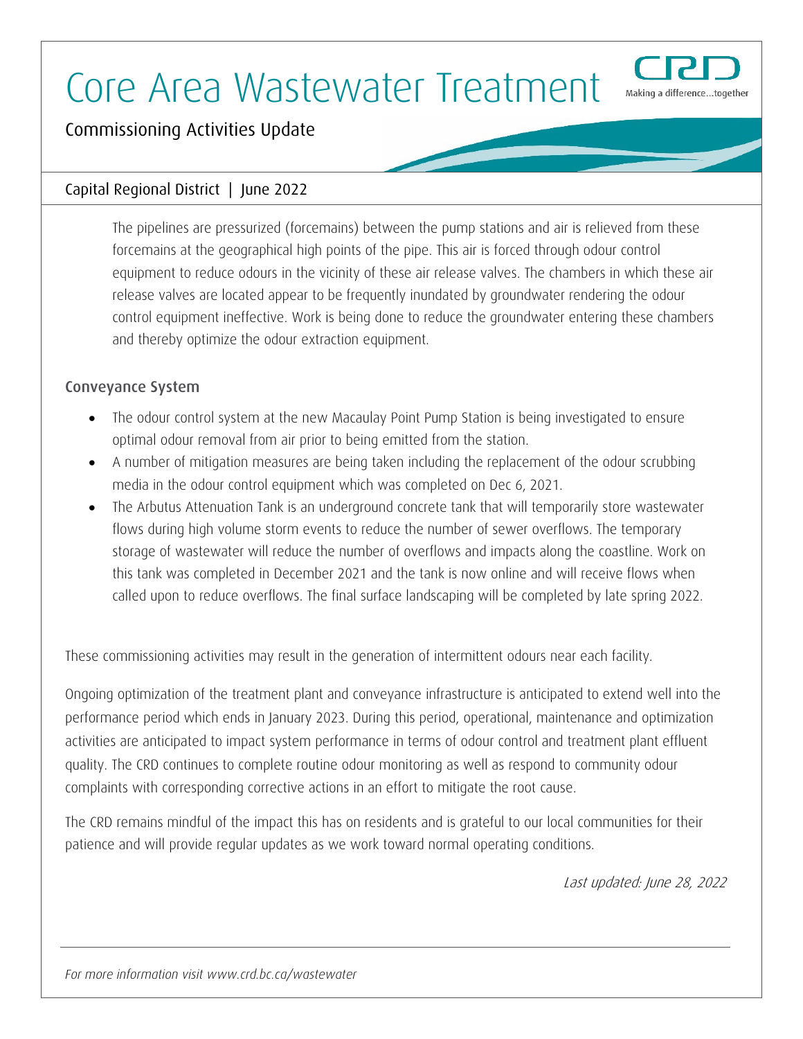# Core Area Wastewater Treatment

## Commissioning Activities Update

Capital Regional District | June 2022

The pipelines are pressurized (forcemains) between the pump stations and air is relieved from these forcemains at the geographical high points of the pipe. This air is forced through odour control equipment to reduce odours in the vicinity of these air release valves. The chambers in which these air release valves are located appear to be frequently inundated by groundwater rendering the odour control equipment ineffective. Work is being done to reduce the groundwater entering these chambers and thereby optimize the odour extraction equipment.

### Conveyance System

- The odour control system at the new Macaulay Point Pump Station is being investigated to ensure optimal odour removal from air prior to being emitted from the station.
- A number of mitigation measures are being taken including the replacement of the odour scrubbing media in the odour control equipment which was completed on Dec 6, 2021.
- The Arbutus Attenuation Tank is an underground concrete tank that will temporarily store wastewater flows during high volume storm events to reduce the number of sewer overflows. The temporary storage of wastewater will reduce the number of overflows and impacts along the coastline. Work on this tank was completed in December 2021 and the tank is now online and will receive flows when called upon to reduce overflows. The final surface landscaping will be completed by late spring 2022.

These commissioning activities may result in the generation of intermittent odours near each facility.

Ongoing optimization of the treatment plant and conveyance infrastructure is anticipated to extend well into the performance period which ends in January 2023. During this period, operational, maintenance and optimization activities are anticipated to impact system performance in terms of odour control and treatment plant effluent quality. The CRD continues to complete routine odour monitoring as well as respond to community odour complaints with corresponding corrective actions in an effort to mitigate the root cause.

The CRD remains mindful of the impact this has on residents and is grateful to our local communities for their patience and will provide regular updates as we work toward normal operating conditions.

*Last updated: June 28, 2022*

*For more information visit www.crd.bc.ca/wastewater*